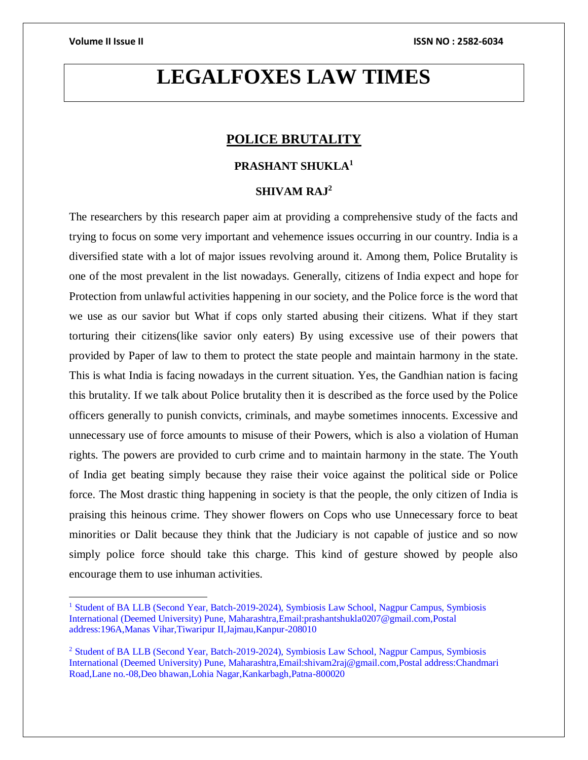# LEGALFOXES LAW TIMES

## POLICE BRUTALITY

**PRASHANT SHUKLA**[1]

**SHIVAM RAJ**[2]

The researchers by this research paper aim at providing a comprehensive study of the facts and trying to focus on some very important and vehemence issues occurring in our country. India is a diversified state with a lot of major issues revolving around it. Among them, Police Brutality is one of the most prevalent in the list nowadays. Generally, citizens of India expect and hope for Protection from unlawful activities happening in our society, and the Police force is the word that we use as our savior but What if cops only started abusing their citizens. What if they start torturing their citizens(like savior only eaters) By using excessive use of their powers that provided by Paper of law to them to protect the state people and maintain harmony in the state. This is what India is facing nowadays in the current situation. Yes, the Gandhian nation is facing this brutality. If we talk about Police brutality then it is described as the force used by the Police officers generally to punish convicts, criminals, and maybe sometimes innocents. Excessive and unnecessary use of force amounts to misuse of their Powers, which is also a violation of Human rights. The powers are provided to curb crime and to maintain harmony in the state. The Youth of India get beating simply because they raise their voice against the political side or Police force. The Most drastic thing happening in society is that the people, the only citizen of India is praising this heinous crime. They shower flowers on Cops who use Unnecessary force to beat minorities or Dalit because they think that the Judiciary is not capable of justice and so now simply police force should take this charge. This kind of gesture showed by people also encourage them to use inhuman activities.

---

[1] Student of BA LLB (Second Year, Batch-2019-2024), Symbiosis Law School, Nagpur Campus, Symbiosis International (Deemed University) Pune, Maharashtra,Email:prashantshukla0207@gmail.com,Postal address:196A,Manas Vihar,Tiwaripur II,Jajmau,Kanpur-208010

[2] Student of BA LLB (Second Year, Batch-2019-2024), Symbiosis Law School, Nagpur Campus, Symbiosis International (Deemed University) Pune, Maharashtra,Email:shivam2raj@gmail.com,Postal address:Chandmari Road,Lane no.-08,Deo bhawan,Lohia Nagar,Kankarbagh,Patna-800020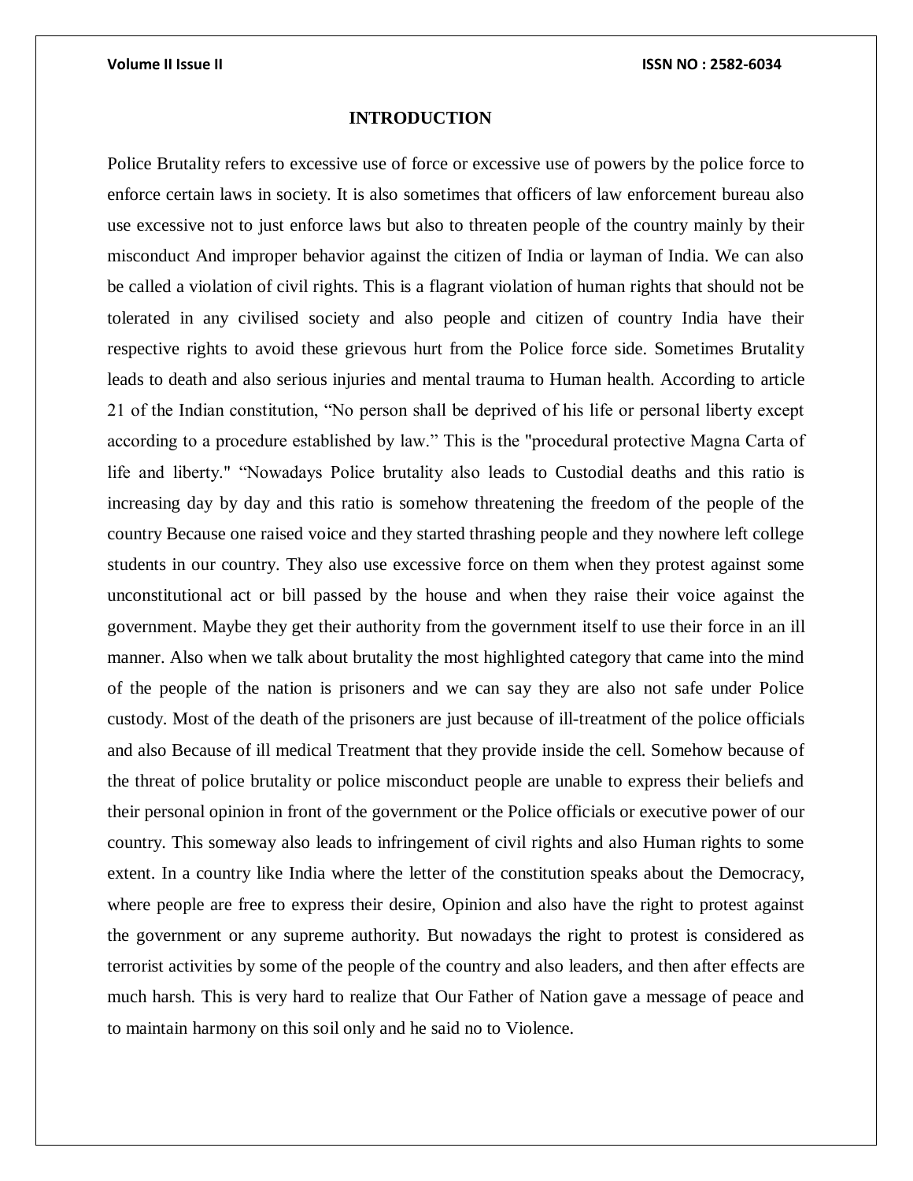## INTRODUCTION

Police Brutality refers to excessive use of force or excessive use of powers by the police force to enforce certain laws in society. It is also sometimes that officers of law enforcement bureau also use excessive not to just enforce laws but also to threaten people of the country mainly by their misconduct And improper behavior against the citizen of India or layman of India. We can also be called a violation of civil rights. This is a flagrant violation of human rights that should not be tolerated in any civilised society and also people and citizen of country India have their respective rights to avoid these grievous hurt from the Police force side. Sometimes Brutality leads to death and also serious injuries and mental trauma to Human health. According to article 21 of the Indian constitution, "No person shall be deprived of his life or personal liberty except according to a procedure established by law." This is the "procedural protective Magna Carta of life and liberty." "Nowadays Police brutality also leads to Custodial deaths and this ratio is increasing day by day and this ratio is somehow threatening the freedom of the people of the country Because one raised voice and they started thrashing people and they nowhere left college students in our country. They also use excessive force on them when they protest against some unconstitutional act or bill passed by the house and when they raise their voice against the government. Maybe they get their authority from the government itself to use their force in an ill manner. Also when we talk about brutality the most highlighted category that came into the mind of the people of the nation is prisoners and we can say they are also not safe under Police custody. Most of the death of the prisoners are just because of ill-treatment of the police officials and also Because of ill medical Treatment that they provide inside the cell. Somehow because of the threat of police brutality or police misconduct people are unable to express their beliefs and their personal opinion in front of the government or the Police officials or executive power of our country. This someway also leads to infringement of civil rights and also Human rights to some extent. In a country like India where the letter of the constitution speaks about the Democracy, where people are free to express their desire, Opinion and also have the right to protest against the government or any supreme authority. But nowadays the right to protest is considered as terrorist activities by some of the people of the country and also leaders, and then after effects are much harsh. This is very hard to realize that Our Father of Nation gave a message of peace and to maintain harmony on this soil only and he said no to Violence.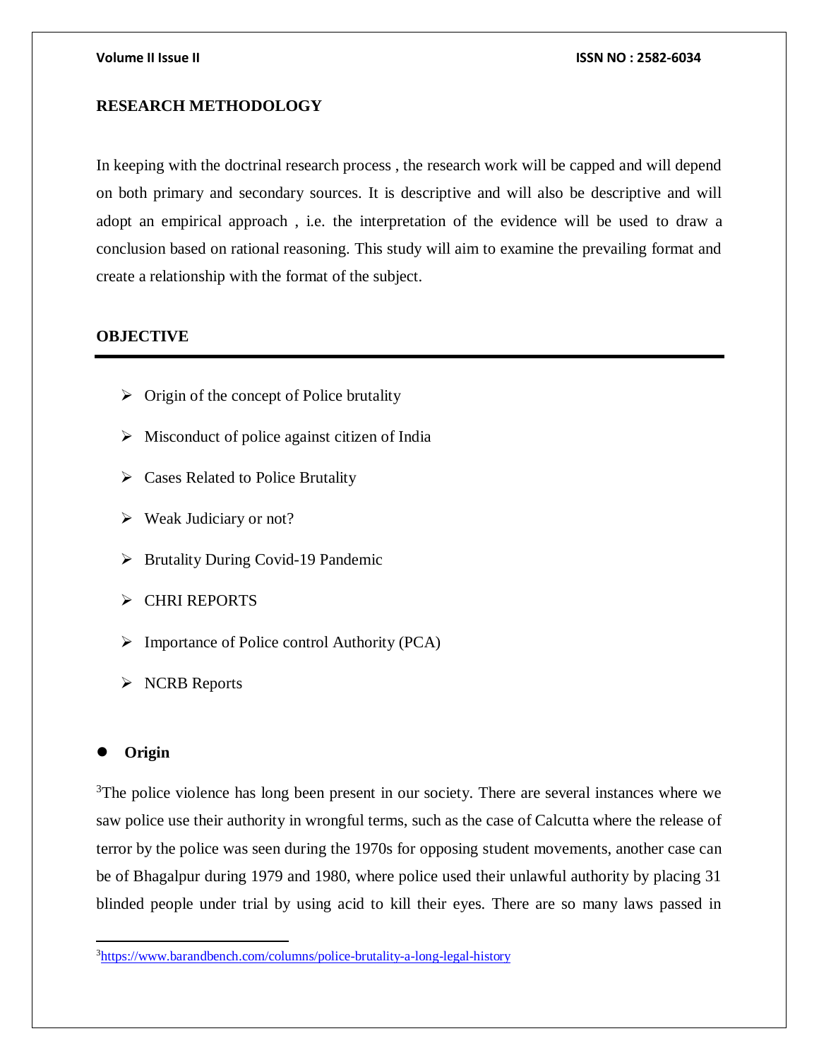## RESEARCH METHODOLOGY

In keeping with the doctrinal research process , the research work will be capped and will depend on both primary and secondary sources. It is descriptive and will also be descriptive and will adopt an empirical approach , i.e. the interpretation of the evidence will be used to draw a conclusion based on rational reasoning. This study will aim to examine the prevailing format and create a relationship with the format of the subject.

## OBJECTIVE

---

- Origin of the concept of Police brutality
- Misconduct of police against citizen of India
- Cases Related to Police Brutality
- Weak Judiciary or not?
- Brutality During Covid-19 Pandemic
- CHRI REPORTS
- Importance of Police control Authority (PCA)
- NCRB Reports

- **Origin**

[3]The police violence has long been present in our society. There are several instances where we saw police use their authority in wrongful terms, such as the case of Calcutta where the release of terror by the police was seen during the 1970s for opposing student movements, another case can be of Bhagalpur during 1979 and 1980, where police used their unlawful authority by placing 31 blinded people under trial by using acid to kill their eyes. There are so many laws passed in

---

[3] https://www.barandbench.com/columns/police-brutality-a-long-legal-history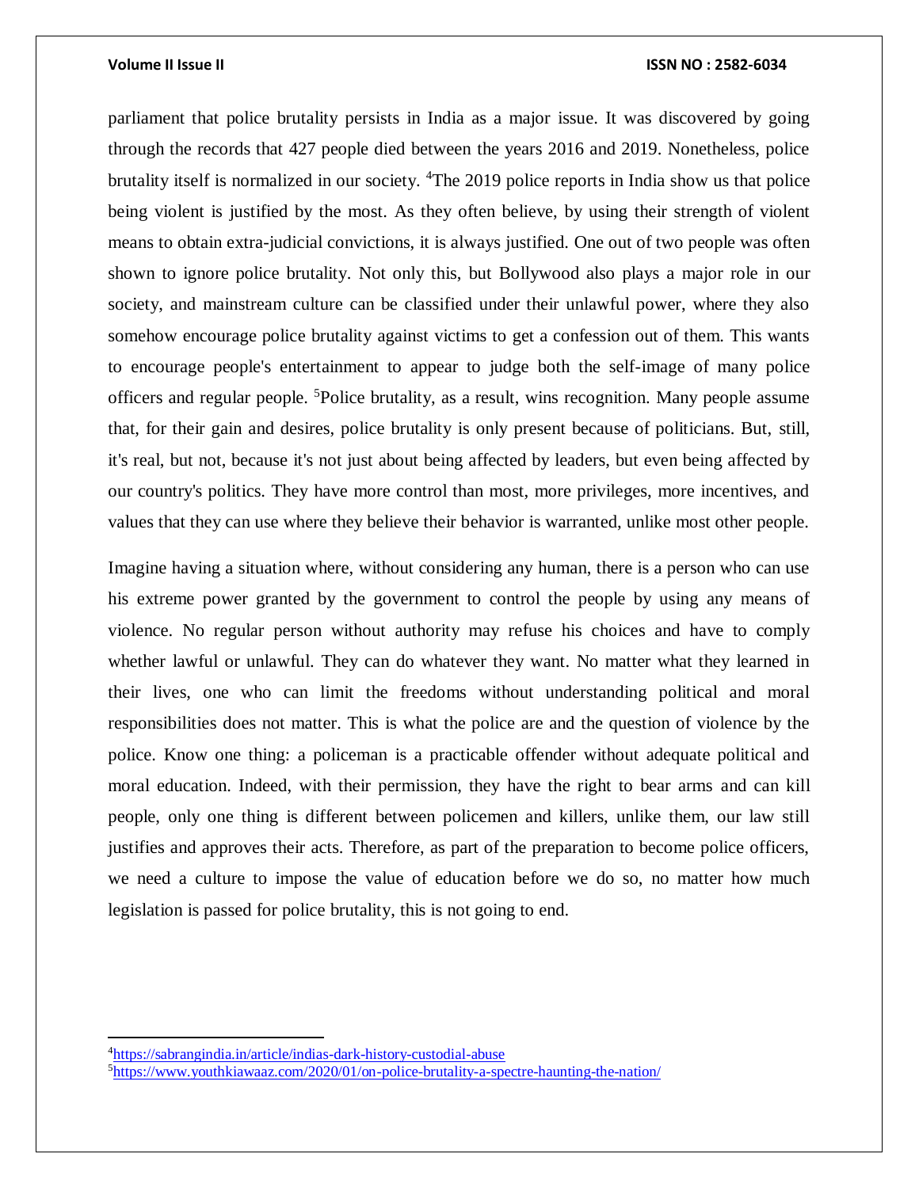parliament that police brutality persists in India as a major issue. It was discovered by going through the records that 427 people died between the years 2016 and 2019. Nonetheless, police brutality itself is normalized in our society. [4]The 2019 police reports in India show us that police being violent is justified by the most. As they often believe, by using their strength of violent means to obtain extra-judicial convictions, it is always justified. One out of two people was often shown to ignore police brutality. Not only this, but Bollywood also plays a major role in our society, and mainstream culture can be classified under their unlawful power, where they also somehow encourage police brutality against victims to get a confession out of them. This wants to encourage people's entertainment to appear to judge both the self-image of many police officers and regular people. [5]Police brutality, as a result, wins recognition. Many people assume that, for their gain and desires, police brutality is only present because of politicians. But, still, it's real, but not, because it's not just about being affected by leaders, but even being affected by our country's politics. They have more control than most, more privileges, more incentives, and values that they can use where they believe their behavior is warranted, unlike most other people.

Imagine having a situation where, without considering any human, there is a person who can use his extreme power granted by the government to control the people by using any means of violence. No regular person without authority may refuse his choices and have to comply whether lawful or unlawful. They can do whatever they want. No matter what they learned in their lives, one who can limit the freedoms without understanding political and moral responsibilities does not matter. This is what the police are and the question of violence by the police. Know one thing: a policeman is a practicable offender without adequate political and moral education. Indeed, with their permission, they have the right to bear arms and can kill people, only one thing is different between policemen and killers, unlike them, our law still justifies and approves their acts. Therefore, as part of the preparation to become police officers, we need a culture to impose the value of education before we do so, no matter how much legislation is passed for police brutality, this is not going to end.

---

[4] https://sabrangindia.in/article/indias-dark-history-custodial-abuse

[5] https://www.youthkiawaaz.com/2020/01/on-police-brutality-a-spectre-haunting-the-nation/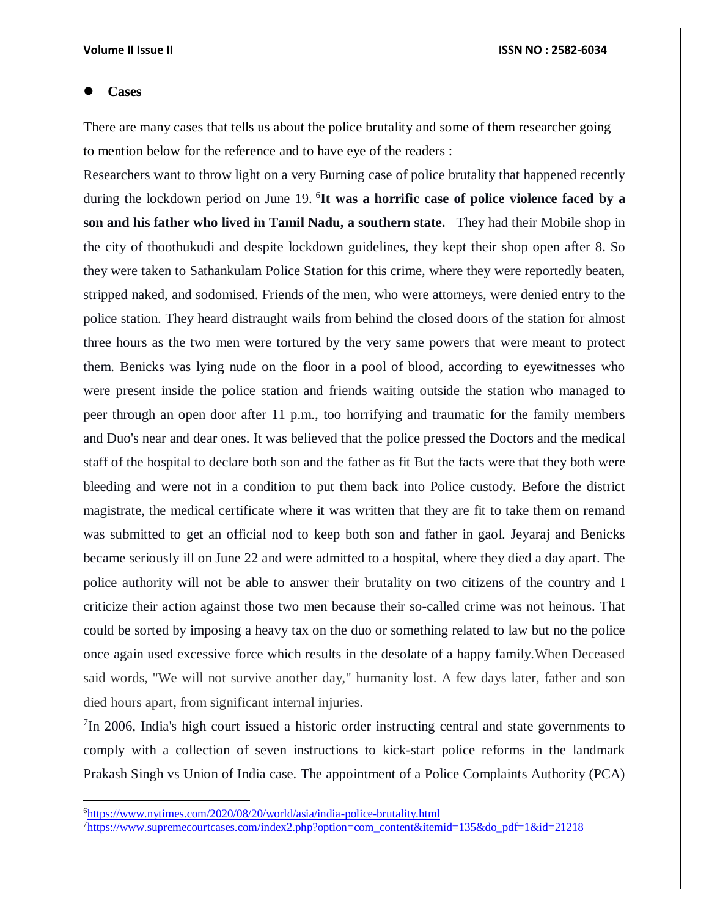- **Cases**

There are many cases that tells us about the police brutality and some of them researcher going to mention below for the reference and to have eye of the readers :

Researchers want to throw light on a very Burning case of police brutality that happened recently during the lockdown period on June 19. [6]**It was a horrific case of police violence faced by a son and his father who lived in Tamil Nadu, a southern state.** They had their Mobile shop in the city of thoothukudi and despite lockdown guidelines, they kept their shop open after 8. So they were taken to Sathankulam Police Station for this crime, where they were reportedly beaten, stripped naked, and sodomised. Friends of the men, who were attorneys, were denied entry to the police station. They heard distraught wails from behind the closed doors of the station for almost three hours as the two men were tortured by the very same powers that were meant to protect them. Benicks was lying nude on the floor in a pool of blood, according to eyewitnesses who were present inside the police station and friends waiting outside the station who managed to peer through an open door after 11 p.m., too horrifying and traumatic for the family members and Duo's near and dear ones. It was believed that the police pressed the Doctors and the medical staff of the hospital to declare both son and the father as fit But the facts were that they both were bleeding and were not in a condition to put them back into Police custody. Before the district magistrate, the medical certificate where it was written that they are fit to take them on remand was submitted to get an official nod to keep both son and father in gaol. Jeyaraj and Benicks became seriously ill on June 22 and were admitted to a hospital, where they died a day apart. The police authority will not be able to answer their brutality on two citizens of the country and I criticize their action against those two men because their so-called crime was not heinous. That could be sorted by imposing a heavy tax on the duo or something related to law but no the police once again used excessive force which results in the desolate of a happy family.When Deceased said words, "We will not survive another day," humanity lost. A few days later, father and son died hours apart, from significant internal injuries.

[7]In 2006, India's high court issued a historic order instructing central and state governments to comply with a collection of seven instructions to kick-start police reforms in the landmark Prakash Singh vs Union of India case. The appointment of a Police Complaints Authority (PCA)

---

[6] https://www.nytimes.com/2020/08/20/world/asia/india-police-brutality.html

[7] https://www.supremecourtcases.com/index2.php?option=com_content&itemid=135&do_pdf=1&id=21218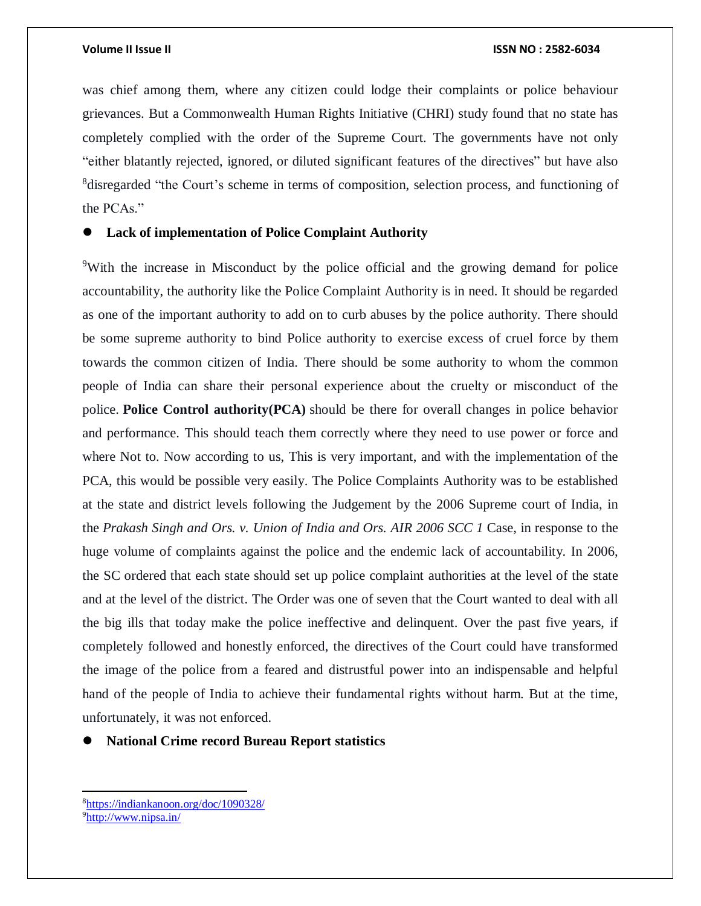was chief among them, where any citizen could lodge their complaints or police behaviour grievances. But a Commonwealth Human Rights Initiative (CHRI) study found that no state has completely complied with the order of the Supreme Court. The governments have not only "either blatantly rejected, ignored, or diluted significant features of the directives" but have also [8]disregarded "the Court's scheme in terms of composition, selection process, and functioning of the PCAs."

- **Lack of implementation of Police Complaint Authority**

[9]With the increase in Misconduct by the police official and the growing demand for police accountability, the authority like the Police Complaint Authority is in need. It should be regarded as one of the important authority to add on to curb abuses by the police authority. There should be some supreme authority to bind Police authority to exercise excess of cruel force by them towards the common citizen of India. There should be some authority to whom the common people of India can share their personal experience about the cruelty or misconduct of the police. **Police Control authority(PCA)** should be there for overall changes in police behavior and performance. This should teach them correctly where they need to use power or force and where Not to. Now according to us, This is very important, and with the implementation of the PCA, this would be possible very easily. The Police Complaints Authority was to be established at the state and district levels following the Judgement by the 2006 Supreme court of India, in the *Prakash Singh and Ors. v. Union of India and Ors. AIR 2006 SCC 1* Case, in response to the huge volume of complaints against the police and the endemic lack of accountability. In 2006, the SC ordered that each state should set up police complaint authorities at the level of the state and at the level of the district. The Order was one of seven that the Court wanted to deal with all the big ills that today make the police ineffective and delinquent. Over the past five years, if completely followed and honestly enforced, the directives of the Court could have transformed the image of the police from a feared and distrustful power into an indispensable and helpful hand of the people of India to achieve their fundamental rights without harm. But at the time, unfortunately, it was not enforced.

- **National Crime record Bureau Report statistics**

---

[8] https://indiankanoon.org/doc/1090328/

[9] http://www.nipsa.in/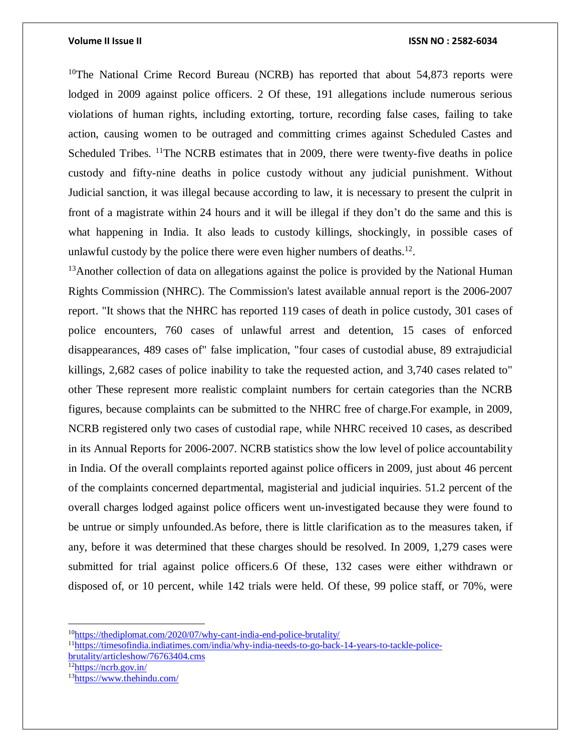[10]The National Crime Record Bureau (NCRB) has reported that about 54,873 reports were lodged in 2009 against police officers. 2 Of these, 191 allegations include numerous serious violations of human rights, including extorting, torture, recording false cases, failing to take action, causing women to be outraged and committing crimes against Scheduled Castes and Scheduled Tribes. [11]The NCRB estimates that in 2009, there were twenty-five deaths in police custody and fifty-nine deaths in police custody without any judicial punishment. Without Judicial sanction, it was illegal because according to law, it is necessary to present the culprit in front of a magistrate within 24 hours and it will be illegal if they don't do the same and this is what happening in India. It also leads to custody killings, shockingly, in possible cases of unlawful custody by the police there were even higher numbers of deaths.[12].

[13]Another collection of data on allegations against the police is provided by the National Human Rights Commission (NHRC). The Commission's latest available annual report is the 2006-2007 report. "It shows that the NHRC has reported 119 cases of death in police custody, 301 cases of police encounters, 760 cases of unlawful arrest and detention, 15 cases of enforced disappearances, 489 cases of" false implication, "four cases of custodial abuse, 89 extrajudicial killings, 2,682 cases of police inability to take the requested action, and 3,740 cases related to" other These represent more realistic complaint numbers for certain categories than the NCRB figures, because complaints can be submitted to the NHRC free of charge.For example, in 2009, NCRB registered only two cases of custodial rape, while NHRC received 10 cases, as described in its Annual Reports for 2006-2007. NCRB statistics show the low level of police accountability in India. Of the overall complaints reported against police officers in 2009, just about 46 percent of the complaints concerned departmental, magisterial and judicial inquiries. 51.2 percent of the overall charges lodged against police officers went un-investigated because they were found to be untrue or simply unfounded.As before, there is little clarification as to the measures taken, if any, before it was determined that these charges should be resolved. In 2009, 1,279 cases were submitted for trial against police officers.6 Of these, 132 cases were either withdrawn or disposed of, or 10 percent, while 142 trials were held. Of these, 99 police staff, or 70%, were

---

[10]https://thediplomat.com/2020/07/why-cant-india-end-police-brutality/

[11]https://timesofindia.indiatimes.com/india/why-india-needs-to-go-back-14-years-to-tackle-police-brutality/articleshow/76763404.cms

[12]https://ncrb.gov.in/

[13]https://www.thehindu.com/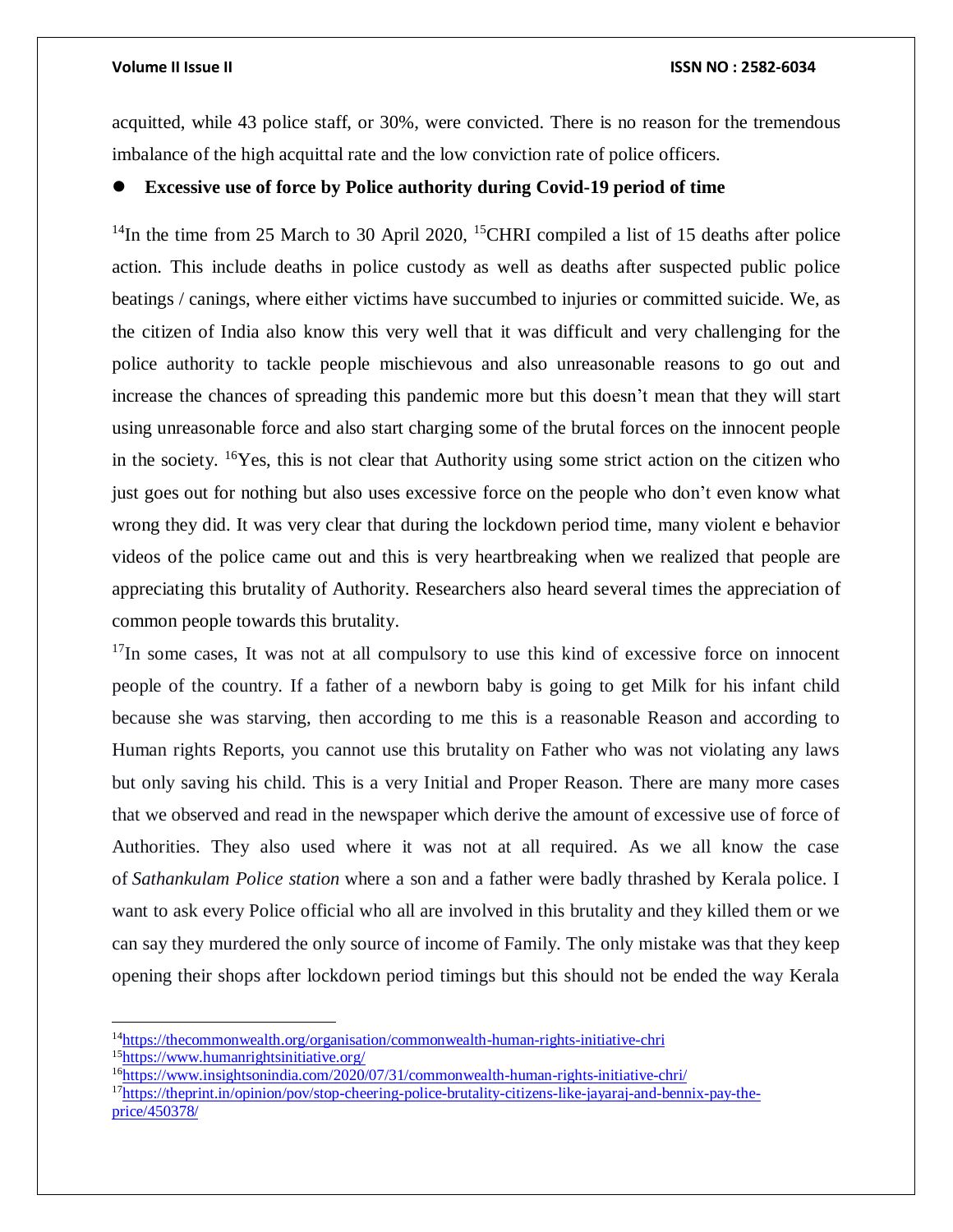acquitted, while 43 police staff, or 30%, were convicted. There is no reason for the tremendous imbalance of the high acquittal rate and the low conviction rate of police officers.

- **Excessive use of force by Police authority during Covid-19 period of time**

[14]In the time from 25 March to 30 April 2020, [15]CHRI compiled a list of 15 deaths after police action. This include deaths in police custody as well as deaths after suspected public police beatings / canings, where either victims have succumbed to injuries or committed suicide. We, as the citizen of India also know this very well that it was difficult and very challenging for the police authority to tackle people mischievous and also unreasonable reasons to go out and increase the chances of spreading this pandemic more but this doesn't mean that they will start using unreasonable force and also start charging some of the brutal forces on the innocent people in the society. [16]Yes, this is not clear that Authority using some strict action on the citizen who just goes out for nothing but also uses excessive force on the people who don't even know what wrong they did. It was very clear that during the lockdown period time, many violent e behavior videos of the police came out and this is very heartbreaking when we realized that people are appreciating this brutality of Authority. Researchers also heard several times the appreciation of common people towards this brutality.

[17]In some cases, It was not at all compulsory to use this kind of excessive force on innocent people of the country. If a father of a newborn baby is going to get Milk for his infant child because she was starving, then according to me this is a reasonable Reason and according to Human rights Reports, you cannot use this brutality on Father who was not violating any laws but only saving his child. This is a very Initial and Proper Reason. There are many more cases that we observed and read in the newspaper which derive the amount of excessive use of force of Authorities. They also used where it was not at all required. As we all know the case of *Sathankulam Police station* where a son and a father were badly thrashed by Kerala police. I want to ask every Police official who all are involved in this brutality and they killed them or we can say they murdered the only source of income of Family. The only mistake was that they keep opening their shops after lockdown period timings but this should not be ended the way Kerala

---

[14]https://thecommonwealth.org/organisation/commonwealth-human-rights-initiative-chri

[15]https://www.humanrightsinitiative.org/

[16]https://www.insightsonindia.com/2020/07/31/commonwealth-human-rights-initiative-chri/

[17]https://theprint.in/opinion/pov/stop-cheering-police-brutality-citizens-like-jayaraj-and-bennix-pay-the-price/450378/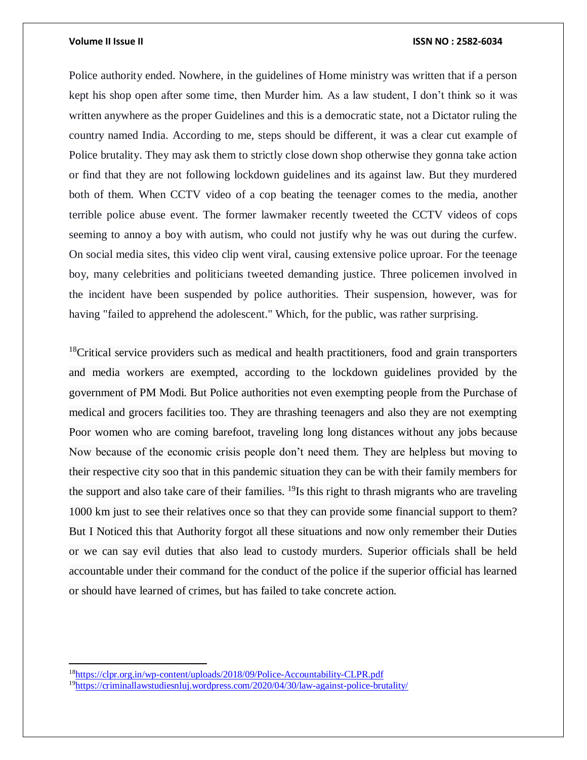Police authority ended. Nowhere, in the guidelines of Home ministry was written that if a person kept his shop open after some time, then Murder him. As a law student, I don't think so it was written anywhere as the proper Guidelines and this is a democratic state, not a Dictator ruling the country named India. According to me, steps should be different, it was a clear cut example of Police brutality. They may ask them to strictly close down shop otherwise they gonna take action or find that they are not following lockdown guidelines and its against law. But they murdered both of them. When CCTV video of a cop beating the teenager comes to the media, another terrible police abuse event. The former lawmaker recently tweeted the CCTV videos of cops seeming to annoy a boy with autism, who could not justify why he was out during the curfew. On social media sites, this video clip went viral, causing extensive police uproar. For the teenage boy, many celebrities and politicians tweeted demanding justice. Three policemen involved in the incident have been suspended by police authorities. Their suspension, however, was for having "failed to apprehend the adolescent." Which, for the public, was rather surprising.

[18]Critical service providers such as medical and health practitioners, food and grain transporters and media workers are exempted, according to the lockdown guidelines provided by the government of PM Modi. But Police authorities not even exempting people from the Purchase of medical and grocers facilities too. They are thrashing teenagers and also they are not exempting Poor women who are coming barefoot, traveling long long distances without any jobs because Now because of the economic crisis people don't need them. They are helpless but moving to their respective city soo that in this pandemic situation they can be with their family members for the support and also take care of their families. [19]Is this right to thrash migrants who are traveling 1000 km just to see their relatives once so that they can provide some financial support to them? But I Noticed this that Authority forgot all these situations and now only remember their Duties or we can say evil duties that also lead to custody murders. Superior officials shall be held accountable under their command for the conduct of the police if the superior official has learned or should have learned of crimes, but has failed to take concrete action.

---

[18]https://clpr.org.in/wp-content/uploads/2018/09/Police-Accountability-CLPR.pdf

[19]https://criminallawstudiesnluj.wordpress.com/2020/04/30/law-against-police-brutality/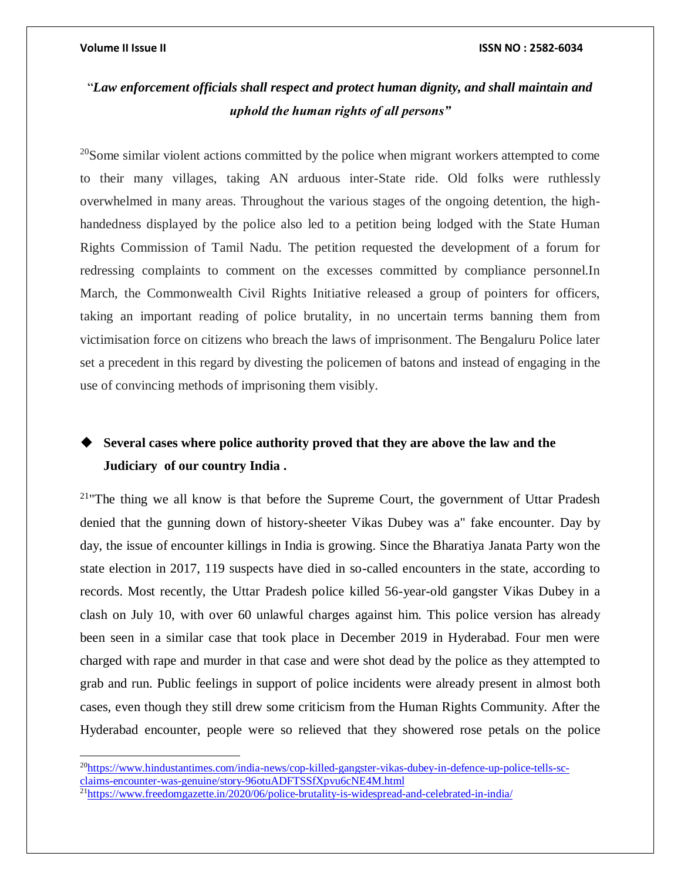"*Law enforcement officials shall respect and protect human dignity, and shall maintain and uphold the human rights of all persons*"

[20]Some similar violent actions committed by the police when migrant workers attempted to come to their many villages, taking AN arduous inter-State ride. Old folks were ruthlessly overwhelmed in many areas. Throughout the various stages of the ongoing detention, the high-handedness displayed by the police also led to a petition being lodged with the State Human Rights Commission of Tamil Nadu. The petition requested the development of a forum for redressing complaints to comment on the excesses committed by compliance personnel.In March, the Commonwealth Civil Rights Initiative released a group of pointers for officers, taking an important reading of police brutality, in no uncertain terms banning them from victimisation force on citizens who breach the laws of imprisonment. The Bengaluru Police later set a precedent in this regard by divesting the policemen of batons and instead of engaging in the use of convincing methods of imprisoning them visibly.

- **Several cases where police authority proved that they are above the law and the Judiciary of our country India .**

[21]"The thing we all know is that before the Supreme Court, the government of Uttar Pradesh denied that the gunning down of history-sheeter Vikas Dubey was a" fake encounter. Day by day, the issue of encounter killings in India is growing. Since the Bharatiya Janata Party won the state election in 2017, 119 suspects have died in so-called encounters in the state, according to records. Most recently, the Uttar Pradesh police killed 56-year-old gangster Vikas Dubey in a clash on July 10, with over 60 unlawful charges against him. This police version has already been seen in a similar case that took place in December 2019 in Hyderabad. Four men were charged with rape and murder in that case and were shot dead by the police as they attempted to grab and run. Public feelings in support of police incidents were already present in almost both cases, even though they still drew some criticism from the Human Rights Community. After the Hyderabad encounter, people were so relieved that they showered rose petals on the police

---

[20] https://www.hindustantimes.com/india-news/cop-killed-gangster-vikas-dubey-in-defence-up-police-tells-sc-claims-encounter-was-genuine/story-96otuADFTSSfXpvu6cNE4M.html

[21] https://www.freedomgazette.in/2020/06/police-brutality-is-widespread-and-celebrated-in-india/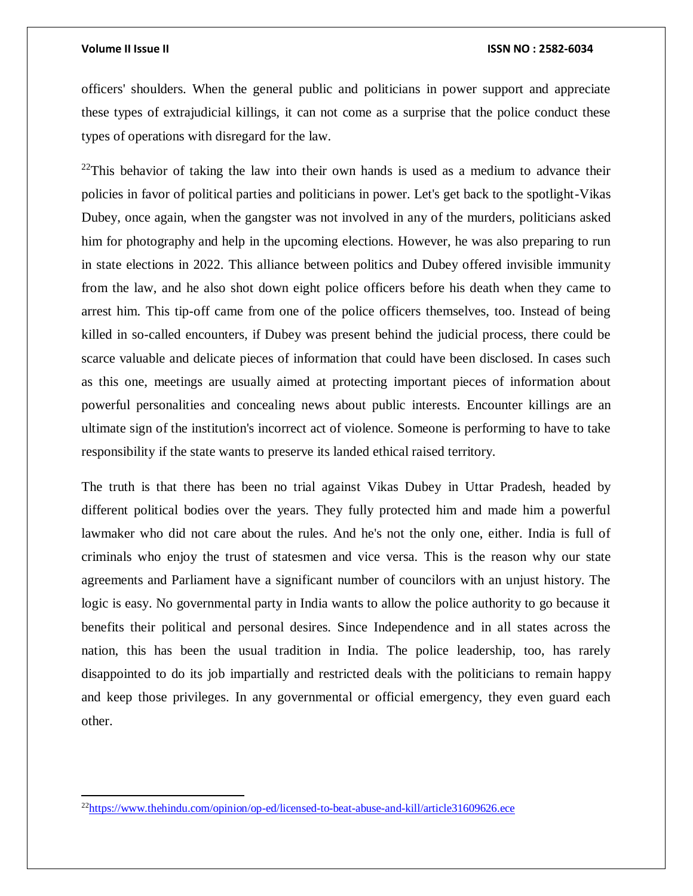officers' shoulders. When the general public and politicians in power support and appreciate these types of extrajudicial killings, it can not come as a surprise that the police conduct these types of operations with disregard for the law.

[22]This behavior of taking the law into their own hands is used as a medium to advance their policies in favor of political parties and politicians in power. Let's get back to the spotlight-Vikas Dubey, once again, when the gangster was not involved in any of the murders, politicians asked him for photography and help in the upcoming elections. However, he was also preparing to run in state elections in 2022. This alliance between politics and Dubey offered invisible immunity from the law, and he also shot down eight police officers before his death when they came to arrest him. This tip-off came from one of the police officers themselves, too. Instead of being killed in so-called encounters, if Dubey was present behind the judicial process, there could be scarce valuable and delicate pieces of information that could have been disclosed. In cases such as this one, meetings are usually aimed at protecting important pieces of information about powerful personalities and concealing news about public interests. Encounter killings are an ultimate sign of the institution's incorrect act of violence. Someone is performing to have to take responsibility if the state wants to preserve its landed ethical raised territory.

The truth is that there has been no trial against Vikas Dubey in Uttar Pradesh, headed by different political bodies over the years. They fully protected him and made him a powerful lawmaker who did not care about the rules. And he's not the only one, either. India is full of criminals who enjoy the trust of statesmen and vice versa. This is the reason why our state agreements and Parliament have a significant number of councilors with an unjust history. The logic is easy. No governmental party in India wants to allow the police authority to go because it benefits their political and personal desires. Since Independence and in all states across the nation, this has been the usual tradition in India. The police leadership, too, has rarely disappointed to do its job impartially and restricted deals with the politicians to remain happy and keep those privileges. In any governmental or official emergency, they even guard each other.

---

[22] https://www.thehindu.com/opinion/op-ed/licensed-to-beat-abuse-and-kill/article31609626.ece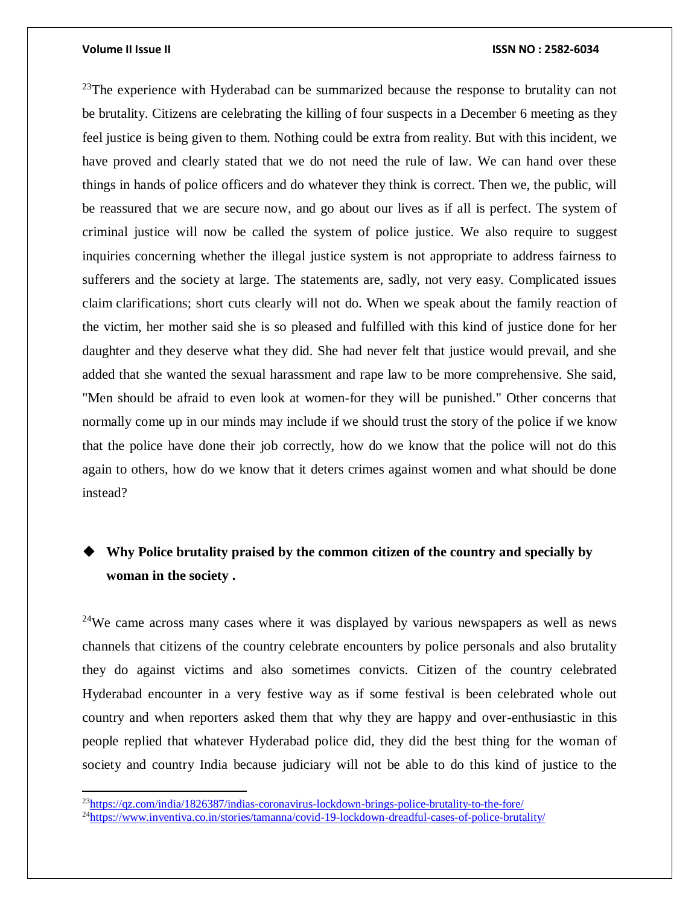[23]The experience with Hyderabad can be summarized because the response to brutality can not be brutality. Citizens are celebrating the killing of four suspects in a December 6 meeting as they feel justice is being given to them. Nothing could be extra from reality. But with this incident, we have proved and clearly stated that we do not need the rule of law. We can hand over these things in hands of police officers and do whatever they think is correct. Then we, the public, will be reassured that we are secure now, and go about our lives as if all is perfect. The system of criminal justice will now be called the system of police justice. We also require to suggest inquiries concerning whether the illegal justice system is not appropriate to address fairness to sufferers and the society at large. The statements are, sadly, not very easy. Complicated issues claim clarifications; short cuts clearly will not do. When we speak about the family reaction of the victim, her mother said she is so pleased and fulfilled with this kind of justice done for her daughter and they deserve what they did. She had never felt that justice would prevail, and she added that she wanted the sexual harassment and rape law to be more comprehensive. She said, "Men should be afraid to even look at women-for they will be punished." Other concerns that normally come up in our minds may include if we should trust the story of the police if we know that the police have done their job correctly, how do we know that the police will not do this again to others, how do we know that it deters crimes against women and what should be done instead?

- **Why Police brutality praised by the common citizen of the country and specially by woman in the society .**

[24]We came across many cases where it was displayed by various newspapers as well as news channels that citizens of the country celebrate encounters by police personals and also brutality they do against victims and also sometimes convicts. Citizen of the country celebrated Hyderabad encounter in a very festive way as if some festival is been celebrated whole out country and when reporters asked them that why they are happy and over-enthusiastic in this people replied that whatever Hyderabad police did, they did the best thing for the woman of society and country India because judiciary will not be able to do this kind of justice to the

[23]https://qz.com/india/1826387/indias-coronavirus-lockdown-brings-police-brutality-to-the-fore/

[24]https://www.inventiva.co.in/stories/tamanna/covid-19-lockdown-dreadful-cases-of-police-brutality/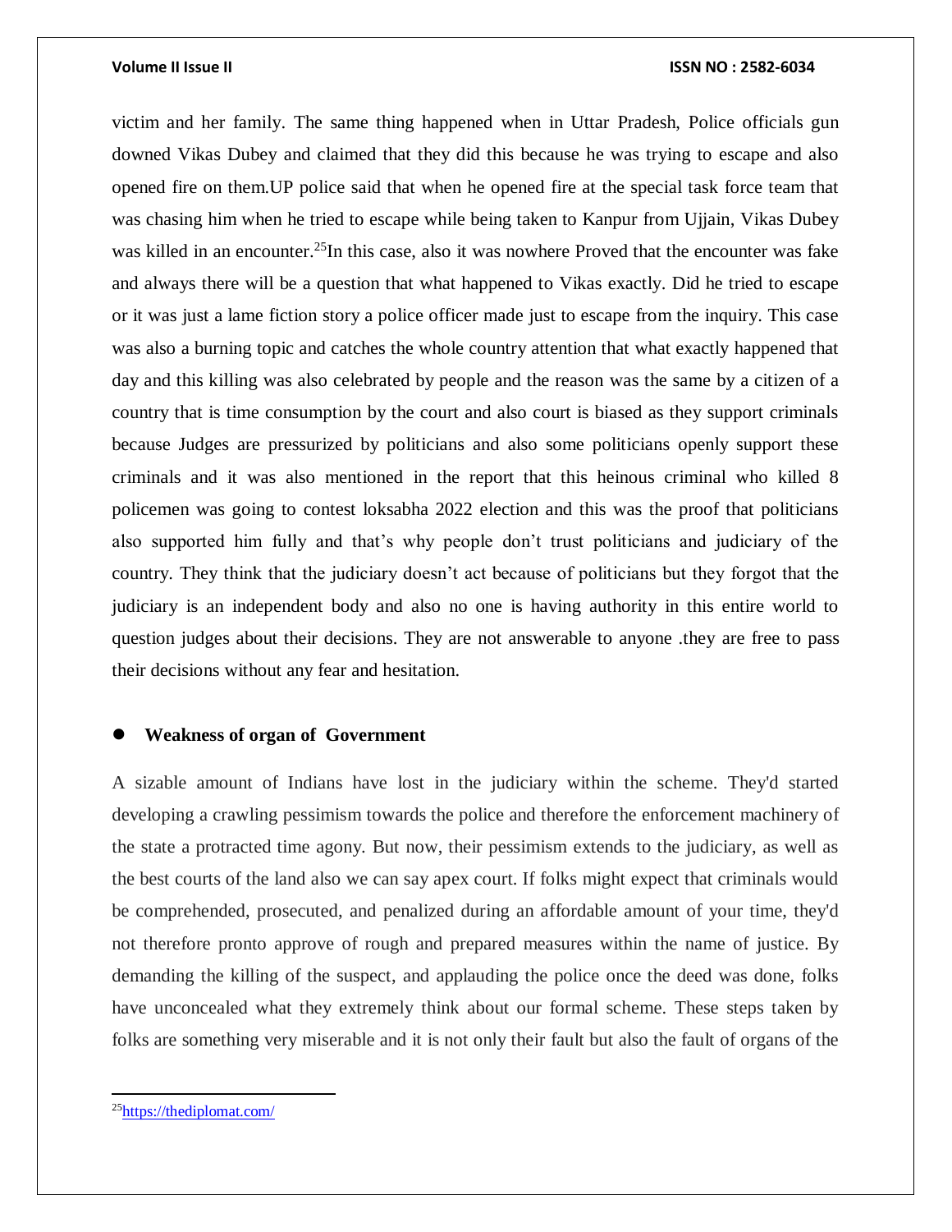victim and her family. The same thing happened when in Uttar Pradesh, Police officials gun downed Vikas Dubey and claimed that they did this because he was trying to escape and also opened fire on them.UP police said that when he opened fire at the special task force team that was chasing him when he tried to escape while being taken to Kanpur from Ujjain, Vikas Dubey was killed in an encounter.[25]In this case, also it was nowhere Proved that the encounter was fake and always there will be a question that what happened to Vikas exactly. Did he tried to escape or it was just a lame fiction story a police officer made just to escape from the inquiry. This case was also a burning topic and catches the whole country attention that what exactly happened that day and this killing was also celebrated by people and the reason was the same by a citizen of a country that is time consumption by the court and also court is biased as they support criminals because Judges are pressurized by politicians and also some politicians openly support these criminals and it was also mentioned in the report that this heinous criminal who killed 8 policemen was going to contest loksabha 2022 election and this was the proof that politicians also supported him fully and that's why people don't trust politicians and judiciary of the country. They think that the judiciary doesn't act because of politicians but they forgot that the judiciary is an independent body and also no one is having authority in this entire world to question judges about their decisions. They are not answerable to anyone .they are free to pass their decisions without any fear and hesitation.

- **Weakness of organ of Government**

A sizable amount of Indians have lost in the judiciary within the scheme. They'd started developing a crawling pessimism towards the police and therefore the enforcement machinery of the state a protracted time agony. But now, their pessimism extends to the judiciary, as well as the best courts of the land also we can say apex court. If folks might expect that criminals would be comprehended, prosecuted, and penalized during an affordable amount of your time, they'd not therefore pronto approve of rough and prepared measures within the name of justice. By demanding the killing of the suspect, and applauding the police once the deed was done, folks have unconcealed what they extremely think about our formal scheme. These steps taken by folks are something very miserable and it is not only their fault but also the fault of organs of the

[25]https://thediplomat.com/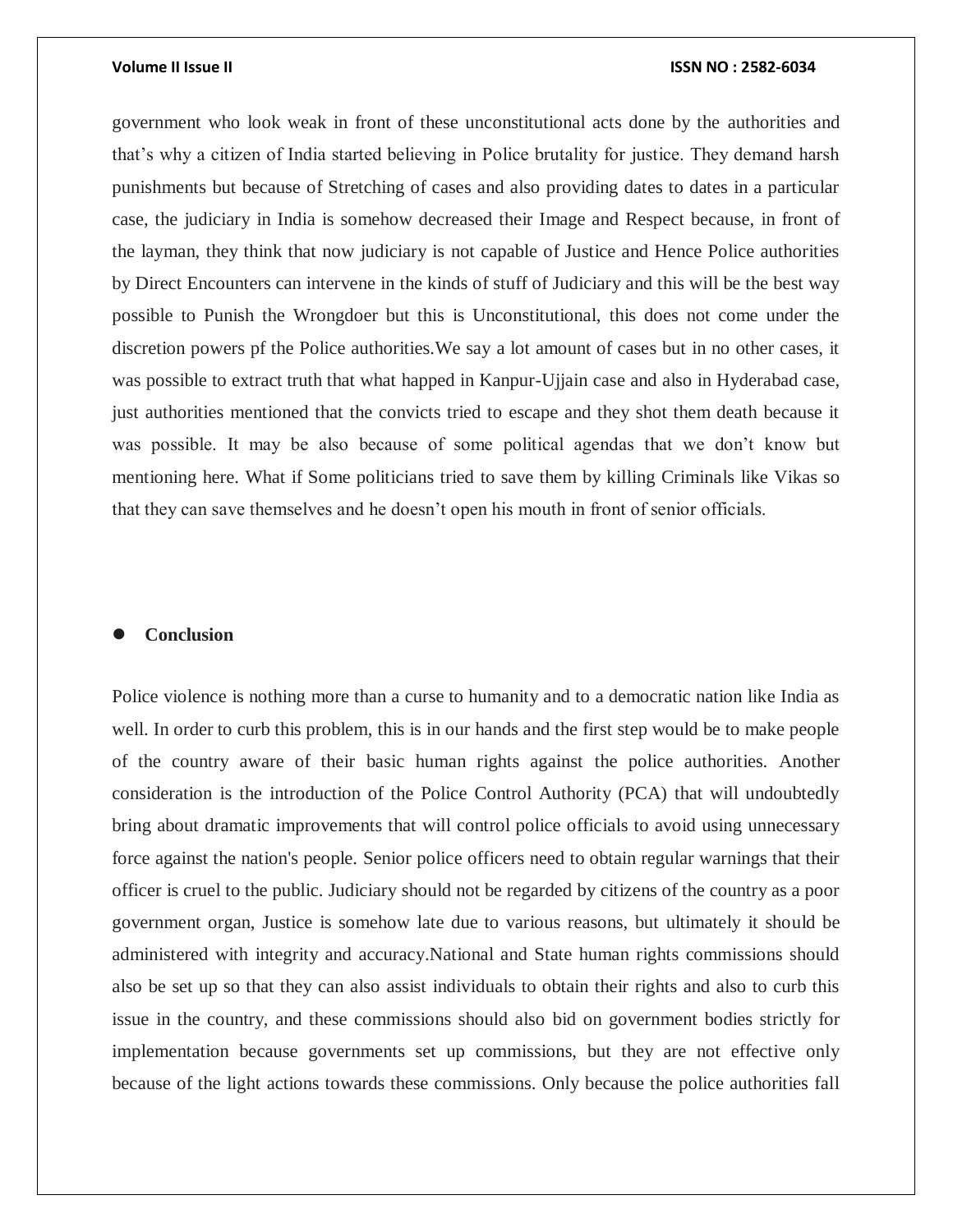government who look weak in front of these unconstitutional acts done by the authorities and that's why a citizen of India started believing in Police brutality for justice. They demand harsh punishments but because of Stretching of cases and also providing dates to dates in a particular case, the judiciary in India is somehow decreased their Image and Respect because, in front of the layman, they think that now judiciary is not capable of Justice and Hence Police authorities by Direct Encounters can intervene in the kinds of stuff of Judiciary and this will be the best way possible to Punish the Wrongdoer but this is Unconstitutional, this does not come under the discretion powers pf the Police authorities.We say a lot amount of cases but in no other cases, it was possible to extract truth that what happed in Kanpur-Ujjain case and also in Hyderabad case, just authorities mentioned that the convicts tried to escape and they shot them death because it was possible. It may be also because of some political agendas that we don't know but mentioning here. What if Some politicians tried to save them by killing Criminals like Vikas so that they can save themselves and he doesn't open his mouth in front of senior officials.

- **Conclusion**

Police violence is nothing more than a curse to humanity and to a democratic nation like India as well. In order to curb this problem, this is in our hands and the first step would be to make people of the country aware of their basic human rights against the police authorities. Another consideration is the introduction of the Police Control Authority (PCA) that will undoubtedly bring about dramatic improvements that will control police officials to avoid using unnecessary force against the nation's people. Senior police officers need to obtain regular warnings that their officer is cruel to the public. Judiciary should not be regarded by citizens of the country as a poor government organ, Justice is somehow late due to various reasons, but ultimately it should be administered with integrity and accuracy.National and State human rights commissions should also be set up so that they can also assist individuals to obtain their rights and also to curb this issue in the country, and these commissions should also bid on government bodies strictly for implementation because governments set up commissions, but they are not effective only because of the light actions towards these commissions. Only because the police authorities fall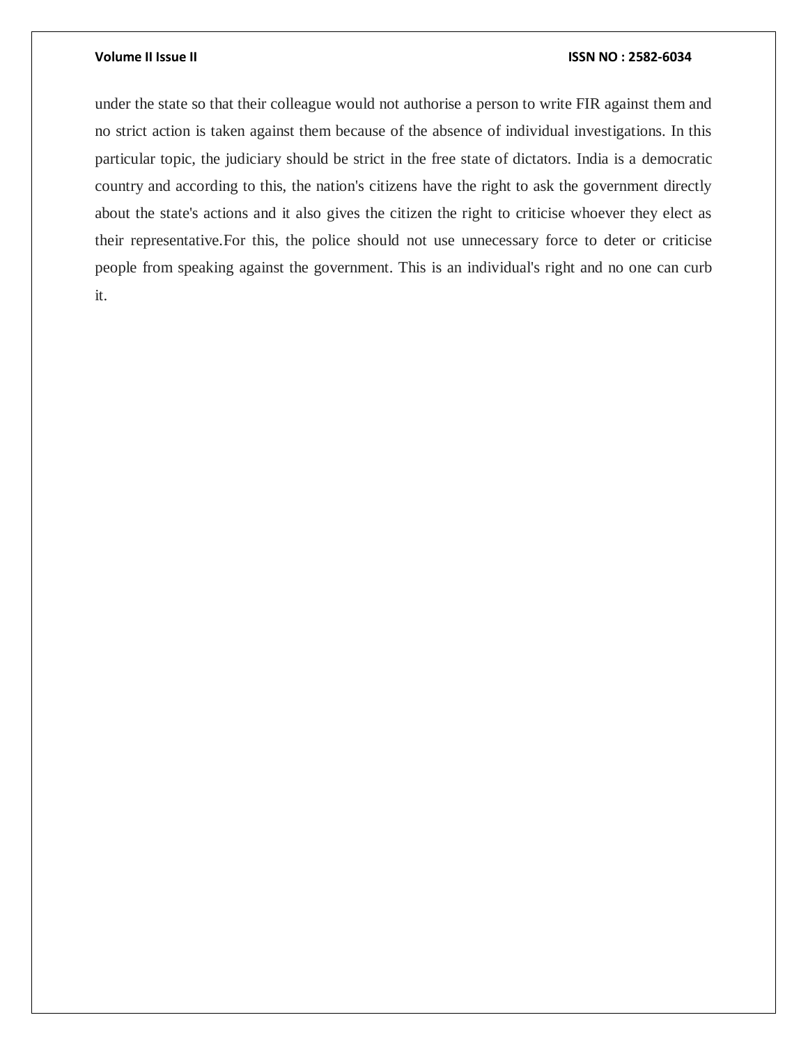under the state so that their colleague would not authorise a person to write FIR against them and no strict action is taken against them because of the absence of individual investigations. In this particular topic, the judiciary should be strict in the free state of dictators. India is a democratic country and according to this, the nation's citizens have the right to ask the government directly about the state's actions and it also gives the citizen the right to criticise whoever they elect as their representative.For this, the police should not use unnecessary force to deter or criticise people from speaking against the government. This is an individual's right and no one can curb it.